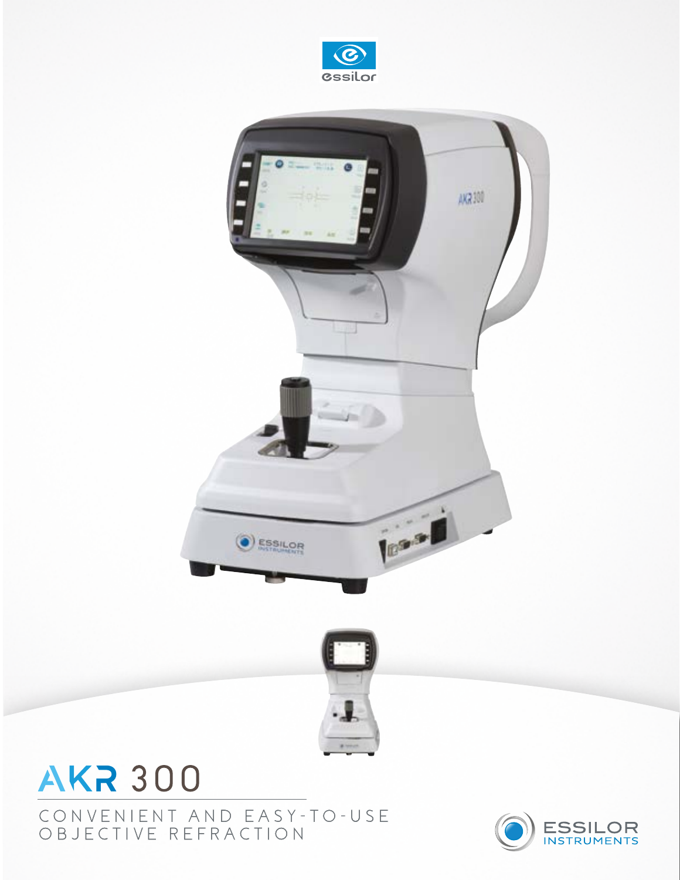# AKR 300

CONVENIENT AND EASY-TO-USE OBJECTIVE REFRACTION

ESSILOR INSTRUMENTS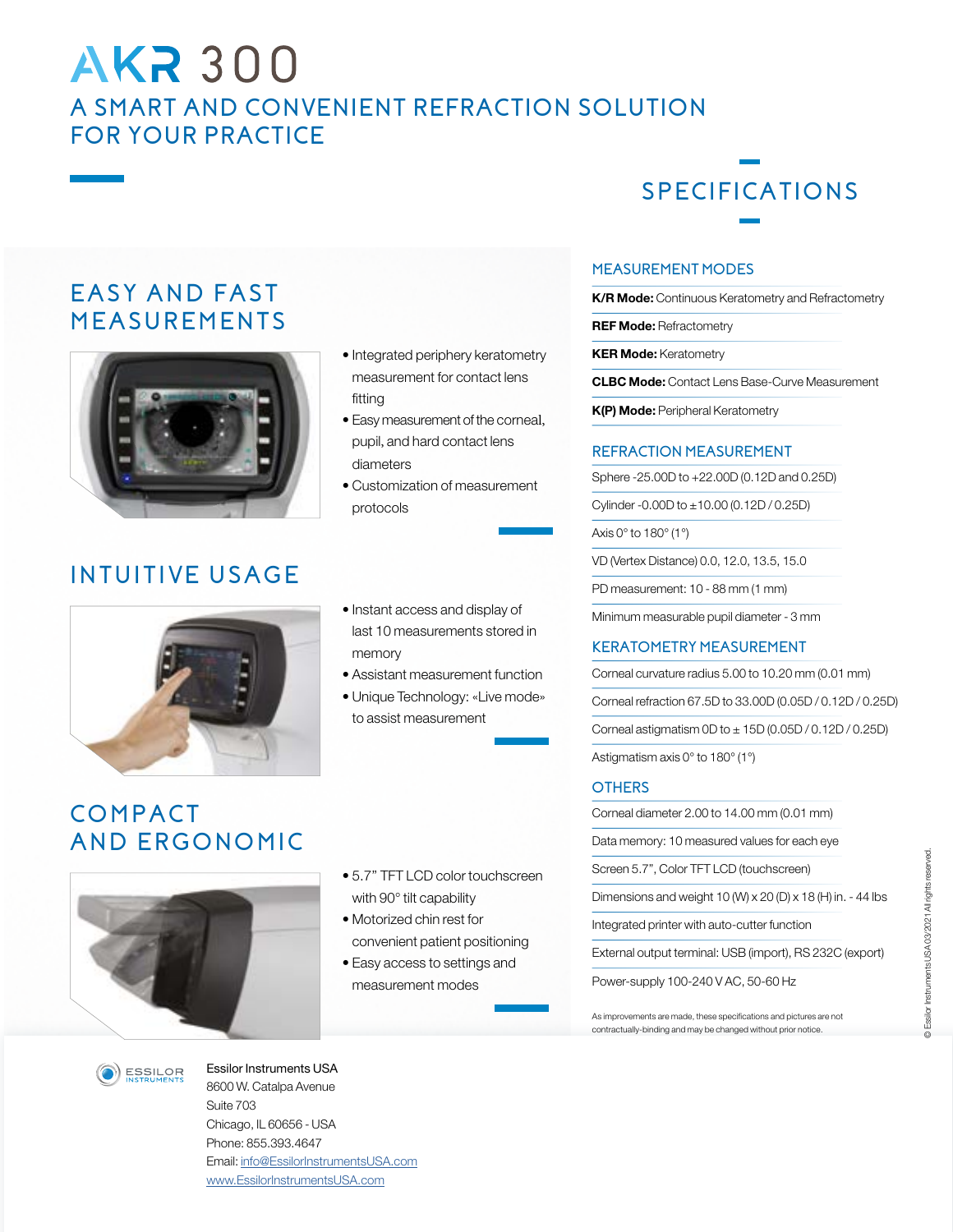# AKR 300

## A SMART AND CONVENIENT REFRACTION SOLUTION FOR YOUR PRACTICE

## EASY AND FAST MEASUREMENTS

- Integrated periphery keratometry measurement for contact lens fitting
- Easy measurement of the corneal, pupil, and hard contact lens diameters
- Customization of measurement protocols

## INTUITIVE USAGE

- Instant access and display of last 10 measurements stored in memory
- Assistant measurement function
- Unique Technology: «Live mode» to assist measurement

## COMPACT AND ERGONOMIC

- 5.7" TFT LCD color touchscreen with 90° tilt capability
- Motorized chin rest for convenient patient positioning
- Easy access to settings and measurement modes

## SPECIFICATIONS

### MEASUREMENT MODES

**K/R Mode:** Continuous Keratometry and Refractometry

**REF Mode:** Refractometry

**KER Mode:** Keratometry

**CLBC Mode:** Contact Lens Base-Curve Measurement

**K(P) Mode:** Peripheral Keratometry

### REFRACTION MEASUREMENT

Sphere -25.00D to +22.00D (0.12D and 0.25D)

Cylinder -0.00D to ±10.00 (0.12D / 0.25D)

Axis 0° to 180° (1°)

VD (Vertex Distance) 0.0, 12.0, 13.5, 15.0

PD measurement: 10 - 88 mm (1 mm)

Minimum measurable pupil diameter - 3 mm

### KERATOMETRY MEASUREMENT

Corneal curvature radius 5.00 to 10.20 mm (0.01 mm)

Corneal refraction 67.5D to 33.00D (0.05D / 0.12D / 0.25D)

Corneal astigmatism 0D to ± 15D (0.05D / 0.12D / 0.25D)

Astigmatism axis 0° to 180° (1°)

### OTHERS

Corneal diameter 2.00 to 14.00 mm (0.01 mm)

Data memory: 10 measured values for each eye

Screen 5.7", Color TFT LCD (touchscreen)

Dimensions and weight 10 (W) x 20 (D) x 18 (H) in. - 44 lbs

Integrated printer with auto-cutter function

External output terminal: USB (import), RS 232C (export)

Power-supply 100-240 V AC, 50-60 Hz

As improvements are made, these specifications and pictures are not contractually-binding and may be changed without prior notice.

© Essilor InstrumentsUSA 03/2021 All rights reserved.

ESSILOR INSTRUMENTS

Essilor Instruments USA
8600 W. Catalpa Avenue
Suite 703
Chicago, IL 60656 - USA
Phone: 855.393.4647
Email: info@EssilorInstrumentsUSA.com
www.EssilorInstrumentsUSA.com